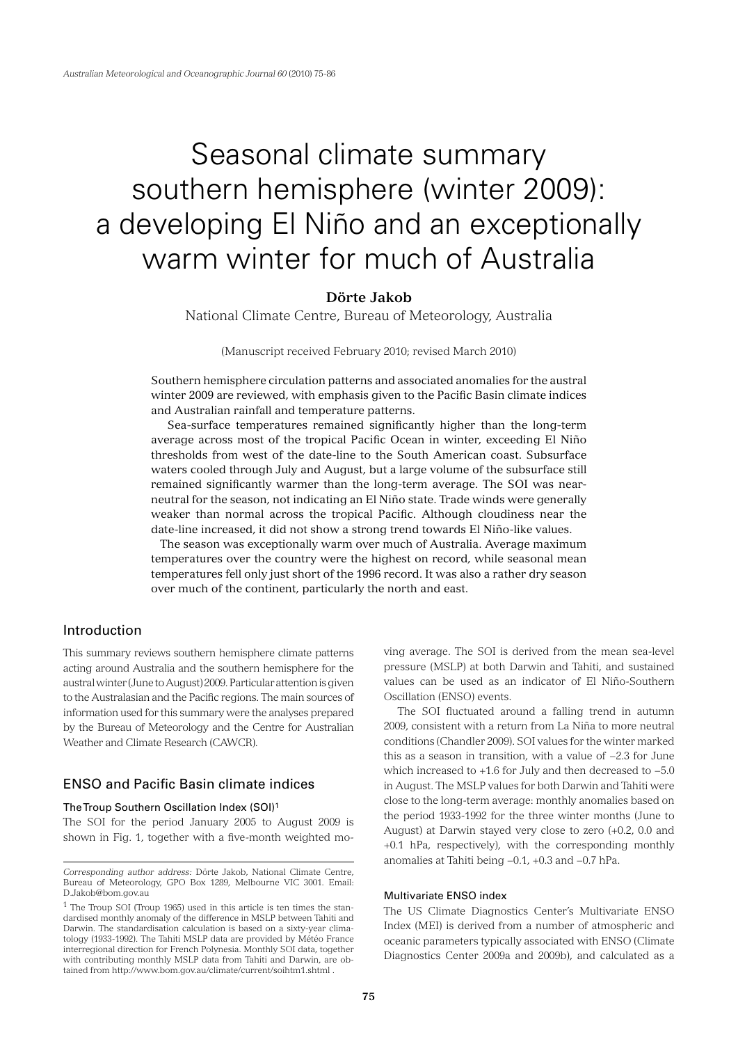# Seasonal climate summary southern hemisphere (winter 2009): a developing El Niño and an exceptionally warm winter for much of Australia

**Dörte Jakob**

National Climate Centre, Bureau of Meteorology, Australia

(Manuscript received February 2010; revised March 2010)

Southern hemisphere circulation patterns and associated anomalies for the austral winter 2009 are reviewed, with emphasis given to the Pacific Basin climate indices and Australian rainfall and temperature patterns.

Sea-surface temperatures remained significantly higher than the long-term average across most of the tropical Pacific Ocean in winter, exceeding El Niño thresholds from west of the date-line to the South American coast. Subsurface waters cooled through July and August, but a large volume of the subsurface still remained significantly warmer than the long-term average. The SOI was near-neutral for the season, not indicating an El Niño state. Trade winds were generally weaker than normal across the tropical Pacific. Although cloudiness near the date-line increased, it did not show a strong trend towards El Niño-like values.

The season was exceptionally warm over much of Australia. Average maximum temperatures over the country were the highest on record, while seasonal mean temperatures fell only just short of the 1996 record. It was also a rather dry season over much of the continent, particularly the north and east.

## Introduction

This summary reviews southern hemisphere climate patterns acting around Australia and the southern hemisphere for the austral winter (June to August) 2009. Particular attention is given to the Australasian and the Pacific regions. The main sources of information used for this summary were the analyses prepared by the Bureau of Meteorology and the Centre for Australian Weather and Climate Research (CAWCR).

## ENSO and Pacific Basin climate indices

### The Troup Southern Oscillation Index (SOI)[1]

The SOI for the period January 2005 to August 2009 is shown in Fig. 1, together with a five-month weighted moving average. The SOI is derived from the mean sea-level pressure (MSLP) at both Darwin and Tahiti, and sustained values can be used as an indicator of El Niño-Southern Oscillation (ENSO) events.

The SOI fluctuated around a falling trend in autumn 2009, consistent with a return from La Niña to more neutral conditions (Chandler 2009). SOI values for the winter marked this as a season in transition, with a value of −2.3 for June which increased to +1.6 for July and then decreased to −5.0 in August. The MSLP values for both Darwin and Tahiti were close to the long-term average: monthly anomalies based on the period 1933-1992 for the three winter months (June to August) at Darwin stayed very close to zero (+0.2, 0.0 and +0.1 hPa, respectively), with the corresponding monthly anomalies at Tahiti being −0.1, +0.3 and −0.7 hPa.

### Multivariate ENSO index

The US Climate Diagnostics Center's Multivariate ENSO Index (MEI) is derived from a number of atmospheric and oceanic parameters typically associated with ENSO (Climate Diagnostics Center 2009a and 2009b), and calculated as a

---

*Corresponding author address:* Dörte Jakob, National Climate Centre, Bureau of Meteorology, GPO Box 1289, Melbourne VIC 3001. Email: D.Jakob@bom.gov.au

[1] The Troup SOI (Troup 1965) used in this article is ten times the standardised monthly anomaly of the difference in MSLP between Tahiti and Darwin. The standardisation calculation is based on a sixty-year climatology (1933-1992). The Tahiti MSLP data are provided by Météo France interregional direction for French Polynesia. Monthly SOI data, together with contributing monthly MSLP data from Tahiti and Darwin, are obtained from http://www.bom.gov.au/climate/current/soihtm1.shtml .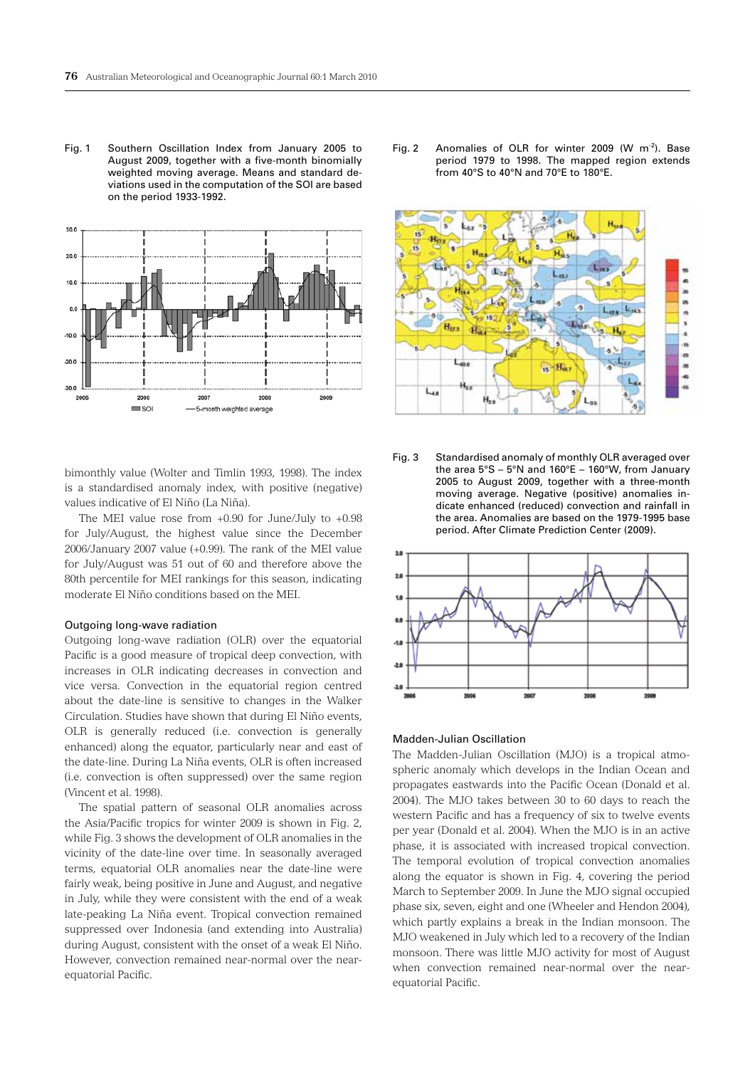Fig. 1 Southern Oscillation Index from January 2005 to August 2009, together with a five-month binomially weighted moving average. Means and standard deviations used in the computation of the SOI are based on the period 1933-1992.

bimonthly value (Wolter and Timlin 1993, 1998). The index is a standardised anomaly index, with positive (negative) values indicative of El Niño (La Niña).

The MEI value rose from +0.90 for June/July to +0.98 for July/August, the highest value since the December 2006/January 2007 value (+0.99). The rank of the MEI value for July/August was 51 out of 60 and therefore above the 80th percentile for MEI rankings for this season, indicating moderate El Niño conditions based on the MEI.

### Outgoing long-wave radiation

Outgoing long-wave radiation (OLR) over the equatorial Pacific is a good measure of tropical deep convection, with increases in OLR indicating decreases in convection and vice versa. Convection in the equatorial region centred about the date-line is sensitive to changes in the Walker Circulation. Studies have shown that during El Niño events, OLR is generally reduced (i.e. convection is generally enhanced) along the equator, particularly near and east of the date-line. During La Niña events, OLR is often increased (i.e. convection is often suppressed) over the same region (Vincent et al. 1998).

The spatial pattern of seasonal OLR anomalies across the Asia/Pacific tropics for winter 2009 is shown in Fig. 2, while Fig. 3 shows the development of OLR anomalies in the vicinity of the date-line over time. In seasonally averaged terms, equatorial OLR anomalies near the date-line were fairly weak, being positive in June and August, and negative in July, while they were consistent with the end of a weak late-peaking La Niña event. Tropical convection remained suppressed over Indonesia (and extending into Australia) during August, consistent with the onset of a weak El Niño. However, convection remained near-normal over the near-equatorial Pacific.

Fig. 2 Anomalies of OLR for winter 2009 (W m$^{-2}$). Base period 1979 to 1998. The mapped region extends from 40°S to 40°N and 70°E to 180°E.

Fig. 3 Standardised anomaly of monthly OLR averaged over the area 5°S – 5°N and 160°E – 160°W, from January 2005 to August 2009, together with a three-month moving average. Negative (positive) anomalies indicate enhanced (reduced) convection and rainfall in the area. Anomalies are based on the 1979-1995 base period. After Climate Prediction Center (2009).

### Madden-Julian Oscillation

The Madden-Julian Oscillation (MJO) is a tropical atmospheric anomaly which develops in the Indian Ocean and propagates eastwards into the Pacific Ocean (Donald et al. 2004). The MJO takes between 30 to 60 days to reach the western Pacific and has a frequency of six to twelve events per year (Donald et al. 2004). When the MJO is in an active phase, it is associated with increased tropical convection. The temporal evolution of tropical convection anomalies along the equator is shown in Fig. 4, covering the period March to September 2009. In June the MJO signal occupied phase six, seven, eight and one (Wheeler and Hendon 2004), which partly explains a break in the Indian monsoon. The MJO weakened in July which led to a recovery of the Indian monsoon. There was little MJO activity for most of August when convection remained near-normal over the near-equatorial Pacific.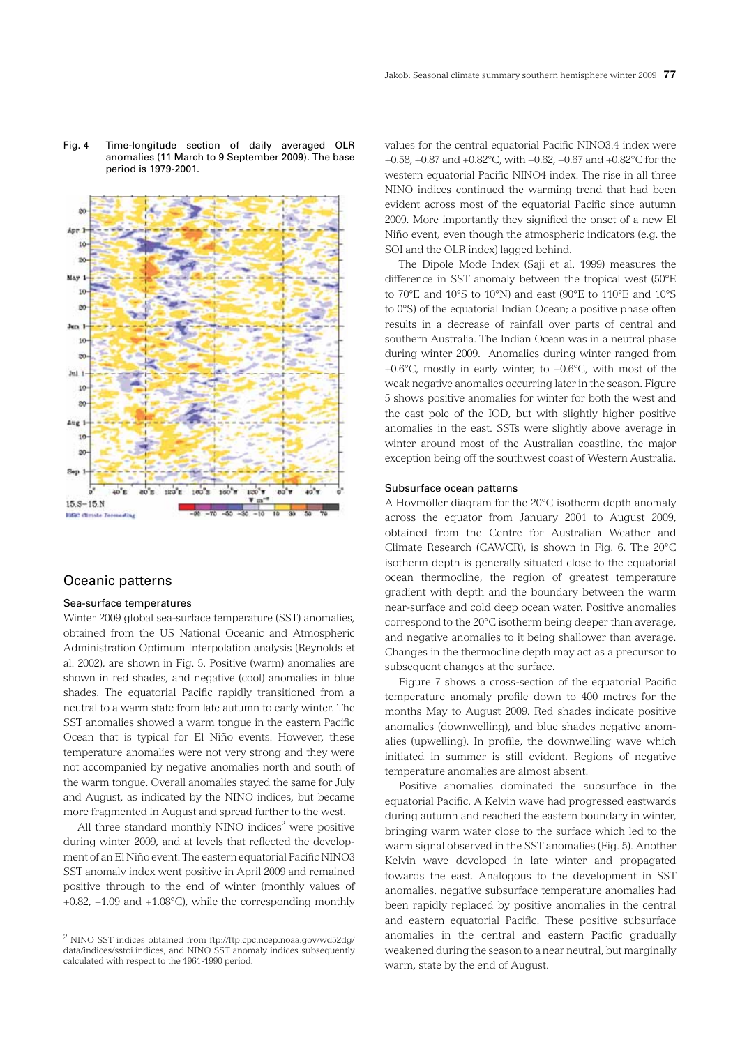Fig. 4 Time-longitude section of daily averaged OLR anomalies (11 March to 9 September 2009). The base period is 1979-2001.

## Oceanic patterns

### Sea-surface temperatures

Winter 2009 global sea-surface temperature (SST) anomalies, obtained from the US National Oceanic and Atmospheric Administration Optimum Interpolation analysis (Reynolds et al. 2002), are shown in Fig. 5. Positive (warm) anomalies are shown in red shades, and negative (cool) anomalies in blue shades. The equatorial Pacific rapidly transitioned from a neutral to a warm state from late autumn to early winter. The SST anomalies showed a warm tongue in the eastern Pacific Ocean that is typical for El Niño events. However, these temperature anomalies were not very strong and they were not accompanied by negative anomalies north and south of the warm tongue. Overall anomalies stayed the same for July and August, as indicated by the NINO indices, but became more fragmented in August and spread further to the west.

All three standard monthly NINO indices[2] were positive during winter 2009, and at levels that reflected the development of an El Niño event. The eastern equatorial Pacific NINO3 SST anomaly index went positive in April 2009 and remained positive through to the end of winter (monthly values of +0.82, +1.09 and +1.08°C), while the corresponding monthly values for the central equatorial Pacific NINO3.4 index were +0.58, +0.87 and +0.82°C, with +0.62, +0.67 and +0.82°C for the western equatorial Pacific NINO4 index. The rise in all three NINO indices continued the warming trend that had been evident across most of the equatorial Pacific since autumn 2009. More importantly they signified the onset of a new El Niño event, even though the atmospheric indicators (e.g. the SOI and the OLR index) lagged behind.

The Dipole Mode Index (Saji et al. 1999) measures the difference in SST anomaly between the tropical west (50°E to 70°E and 10°S to 10°N) and east (90°E to 110°E and 10°S to 0°S) of the equatorial Indian Ocean; a positive phase often results in a decrease of rainfall over parts of central and southern Australia. The Indian Ocean was in a neutral phase during winter 2009. Anomalies during winter ranged from +0.6°C, mostly in early winter, to –0.6°C, with most of the weak negative anomalies occurring later in the season. Figure 5 shows positive anomalies for winter for both the west and the east pole of the IOD, but with slightly higher positive anomalies in the east. SSTs were slightly above average in winter around most of the Australian coastline, the major exception being off the southwest coast of Western Australia.

### Subsurface ocean patterns

A Hovmöller diagram for the 20°C isotherm depth anomaly across the equator from January 2001 to August 2009, obtained from the Centre for Australian Weather and Climate Research (CAWCR), is shown in Fig. 6. The 20°C isotherm depth is generally situated close to the equatorial ocean thermocline, the region of greatest temperature gradient with depth and the boundary between the warm near-surface and cold deep ocean water. Positive anomalies correspond to the 20°C isotherm being deeper than average, and negative anomalies to it being shallower than average. Changes in the thermocline depth may act as a precursor to subsequent changes at the surface.

Figure 7 shows a cross-section of the equatorial Pacific temperature anomaly profile down to 400 metres for the months May to August 2009. Red shades indicate positive anomalies (downwelling), and blue shades negative anomalies (upwelling). In profile, the downwelling wave which initiated in summer is still evident. Regions of negative temperature anomalies are almost absent.

Positive anomalies dominated the subsurface in the equatorial Pacific. A Kelvin wave had progressed eastwards during autumn and reached the eastern boundary in winter, bringing warm water close to the surface which led to the warm signal observed in the SST anomalies (Fig. 5). Another Kelvin wave developed in late winter and propagated towards the east. Analogous to the development in SST anomalies, negative subsurface temperature anomalies had been rapidly replaced by positive anomalies in the central and eastern equatorial Pacific. These positive subsurface anomalies in the central and eastern Pacific gradually weakened during the season to a near neutral, but marginally warm, state by the end of August.

[2] NINO SST indices obtained from ftp://ftp.cpc.ncep.noaa.gov/wd52dg/data/indices/sstoi.indices, and NINO SST anomaly indices subsequently calculated with respect to the 1961-1990 period.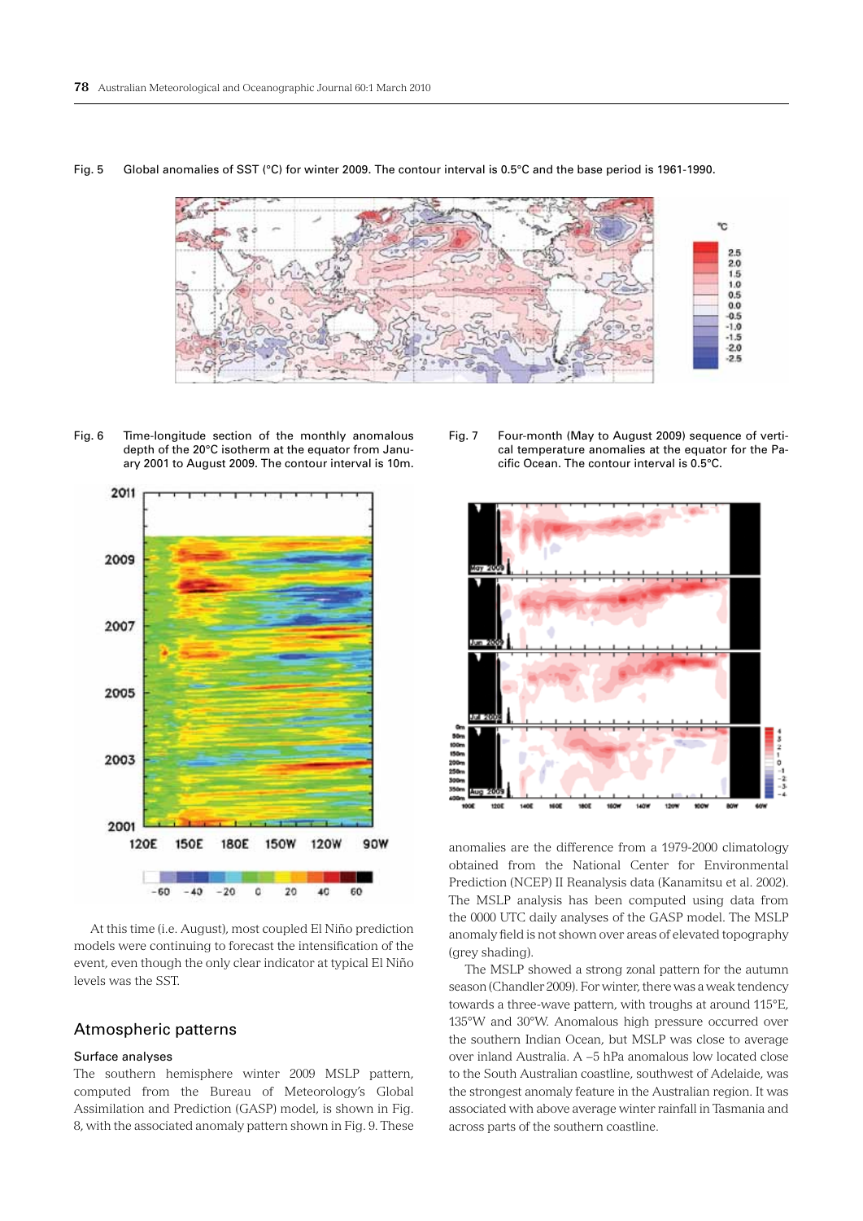Fig. 5 Global anomalies of SST (°C) for winter 2009. The contour interval is 0.5°C and the base period is 1961-1990.

Fig. 6 Time-longitude section of the monthly anomalous depth of the 20°C isotherm at the equator from January 2001 to August 2009. The contour interval is 10m.

Fig. 7 Four-month (May to August 2009) sequence of vertical temperature anomalies at the equator for the Pacific Ocean. The contour interval is 0.5°C.

At this time (i.e. August), most coupled El Niño prediction models were continuing to forecast the intensification of the event, even though the only clear indicator at typical El Niño levels was the SST.

## Atmospheric patterns

### Surface analyses

The southern hemisphere winter 2009 MSLP pattern, computed from the Bureau of Meteorology's Global Assimilation and Prediction (GASP) model, is shown in Fig. 8, with the associated anomaly pattern shown in Fig. 9. These anomalies are the difference from a 1979-2000 climatology obtained from the National Center for Environmental Prediction (NCEP) II Reanalysis data (Kanamitsu et al. 2002). The MSLP analysis has been computed using data from the 0000 UTC daily analyses of the GASP model. The MSLP anomaly field is not shown over areas of elevated topography (grey shading).

The MSLP showed a strong zonal pattern for the autumn season (Chandler 2009). For winter, there was a weak tendency towards a three-wave pattern, with troughs at around 115°E, 135°W and 30°W. Anomalous high pressure occurred over the southern Indian Ocean, but MSLP was close to average over inland Australia. A –5 hPa anomalous low located close to the South Australian coastline, southwest of Adelaide, was the strongest anomaly feature in the Australian region. It was associated with above average winter rainfall in Tasmania and across parts of the southern coastline.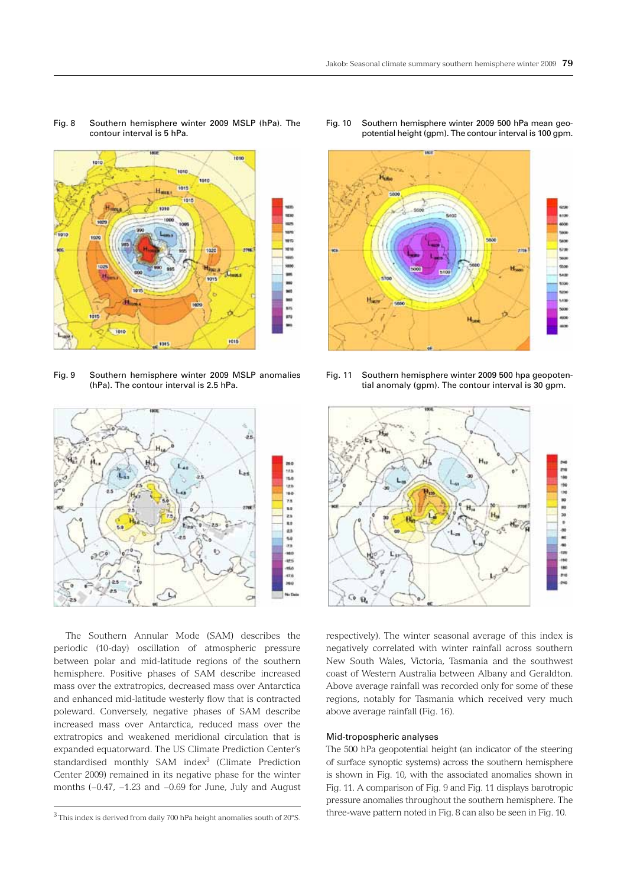Fig. 8 Southern hemisphere winter 2009 MSLP (hPa). The contour interval is 5 hPa.

Fig. 9 Southern hemisphere winter 2009 MSLP anomalies (hPa). The contour interval is 2.5 hPa.

Fig. 10 Southern hemisphere winter 2009 500 hPa mean geopotential height (gpm). The contour interval is 100 gpm.

Fig. 11 Southern hemisphere winter 2009 500 hpa geopotential anomaly (gpm). The contour interval is 30 gpm.

The Southern Annular Mode (SAM) describes the periodic (10-day) oscillation of atmospheric pressure between polar and mid-latitude regions of the southern hemisphere. Positive phases of SAM describe increased mass over the extratropics, decreased mass over Antarctica and enhanced mid-latitude westerly flow that is contracted poleward. Conversely, negative phases of SAM describe increased mass over Antarctica, reduced mass over the extratropics and weakened meridional circulation that is expanded equatorward. The US Climate Prediction Center's standardised monthly SAM index[3] (Climate Prediction Center 2009) remained in its negative phase for the winter months (–0.47, –1.23 and –0.69 for June, July and August respectively). The winter seasonal average of this index is negatively correlated with winter rainfall across southern New South Wales, Victoria, Tasmania and the southwest coast of Western Australia between Albany and Geraldton. Above average rainfall was recorded only for some of these regions, notably for Tasmania which received very much above average rainfall (Fig. 16).

[3] This index is derived from daily 700 hPa height anomalies south of 20°S.

### Mid-tropospheric analyses

The 500 hPa geopotential height (an indicator of the steering of surface synoptic systems) across the southern hemisphere is shown in Fig. 10, with the associated anomalies shown in Fig. 11. A comparison of Fig. 9 and Fig. 11 displays barotropic pressure anomalies throughout the southern hemisphere. The three-wave pattern noted in Fig. 8 can also be seen in Fig. 10.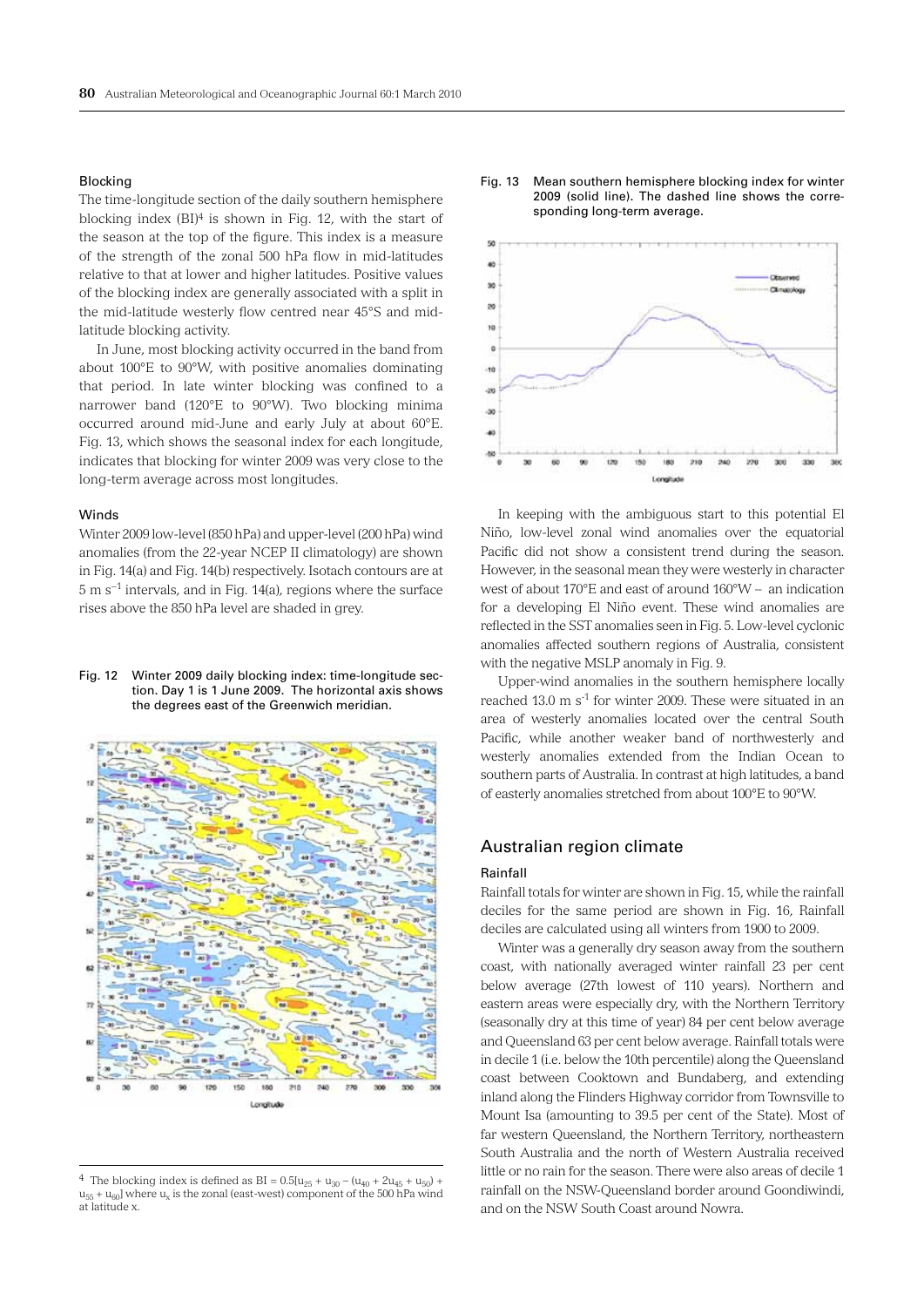### Blocking

The time-longitude section of the daily southern hemisphere blocking index (BI)[4] is shown in Fig. 12, with the start of the season at the top of the figure. This index is a measure of the strength of the zonal 500 hPa flow in mid-latitudes relative to that at lower and higher latitudes. Positive values of the blocking index are generally associated with a split in the mid-latitude westerly flow centred near 45°S and mid-latitude blocking activity.

In June, most blocking activity occurred in the band from about 100°E to 90°W, with positive anomalies dominating that period. In late winter blocking was confined to a narrower band (120°E to 90°W). Two blocking minima occurred around mid-June and early July at about 60°E. Fig. 13, which shows the seasonal index for each longitude, indicates that blocking for winter 2009 was very close to the long-term average across most longitudes.

### Winds

Winter 2009 low-level (850 hPa) and upper-level (200 hPa) wind anomalies (from the 22-year NCEP II climatology) are shown in Fig. 14(a) and Fig. 14(b) respectively. Isotach contours are at 5 m $s^{-1}$ intervals, and in Fig. 14(a), regions where the surface rises above the 850 hPa level are shaded in grey.

Fig. 12 Winter 2009 daily blocking index: time-longitude section. Day 1 is 1 June 2009. The horizontal axis shows the degrees east of the Greenwich meridian.

Fig. 13 Mean southern hemisphere blocking index for winter 2009 (solid line). The dashed line shows the corresponding long-term average.

In keeping with the ambiguous start to this potential El Niño, low-level zonal wind anomalies over the equatorial Pacific did not show a consistent trend during the season. However, in the seasonal mean they were westerly in character west of about 170°E and east of around 160°W – an indication for a developing El Niño event. These wind anomalies are reflected in the SST anomalies seen in Fig. 5. Low-level cyclonic anomalies affected southern regions of Australia, consistent with the negative MSLP anomaly in Fig. 9.

Upper-wind anomalies in the southern hemisphere locally reached 13.0 m $s^{-1}$ for winter 2009. These were situated in an area of westerly anomalies located over the central South Pacific, while another weaker band of northwesterly and westerly anomalies extended from the Indian Ocean to southern parts of Australia. In contrast at high latitudes, a band of easterly anomalies stretched from about 100°E to 90°W.

## Australian region climate

### Rainfall

Rainfall totals for winter are shown in Fig. 15, while the rainfall deciles for the same period are shown in Fig. 16, Rainfall deciles are calculated using all winters from 1900 to 2009.

Winter was a generally dry season away from the southern coast, with nationally averaged winter rainfall 23 per cent below average (27th lowest of 110 years). Northern and eastern areas were especially dry, with the Northern Territory (seasonally dry at this time of year) 84 per cent below average and Queensland 63 per cent below average. Rainfall totals were in decile 1 (i.e. below the 10th percentile) along the Queensland coast between Cooktown and Bundaberg, and extending inland along the Flinders Highway corridor from Townsville to Mount Isa (amounting to 39.5 per cent of the State). Most of far western Queensland, the Northern Territory, northeastern South Australia and the north of Western Australia received little or no rain for the season. There were also areas of decile 1 rainfall on the NSW-Queensland border around Goondiwindi, and on the NSW South Coast around Nowra.

---

[4] The blocking index is defined as $BI = 0.5[u_{25} + u_{30} - (u_{40} + 2u_{45} + u_{50}) + u_{55} + u_{60}]$ where $u_x$ is the zonal (east-west) component of the 500 hPa wind at latitude x.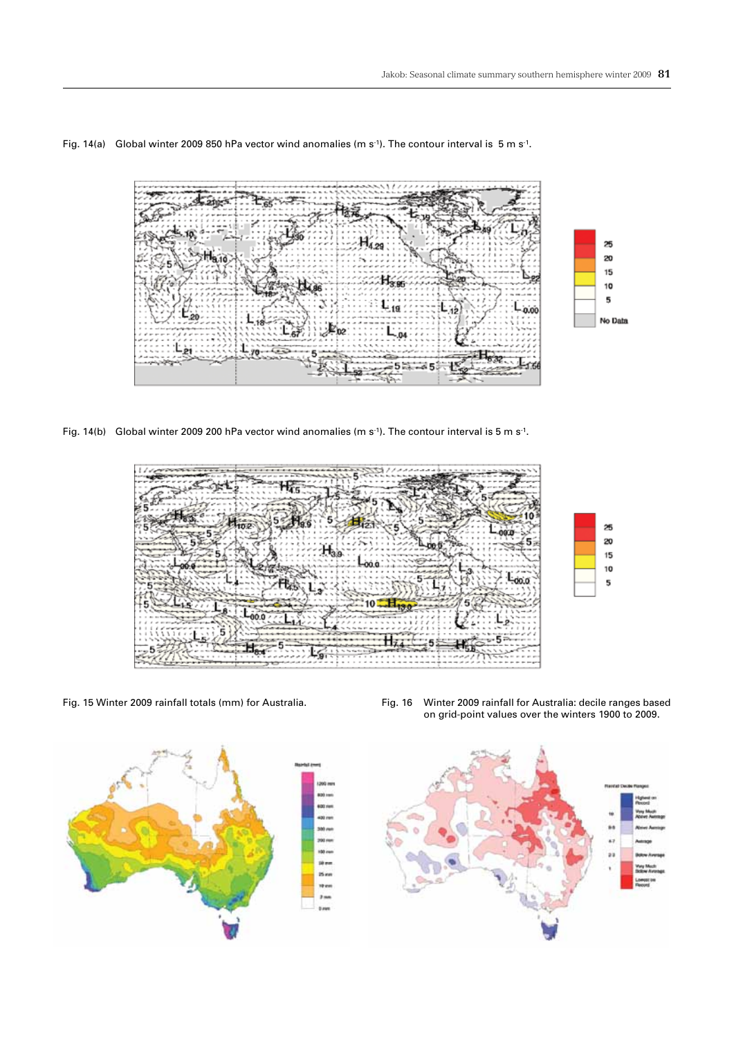Fig. 14(a) Global winter 2009 850 hPa vector wind anomalies (m s$^{-1}$). The contour interval is 5 m s$^{-1}$.

Fig. 14(b) Global winter 2009 200 hPa vector wind anomalies (m s$^{-1}$). The contour interval is 5 m s$^{-1}$.

Fig. 15 Winter 2009 rainfall totals (mm) for Australia.

Fig. 16 Winter 2009 rainfall for Australia: decile ranges based on grid-point values over the winters 1900 to 2009.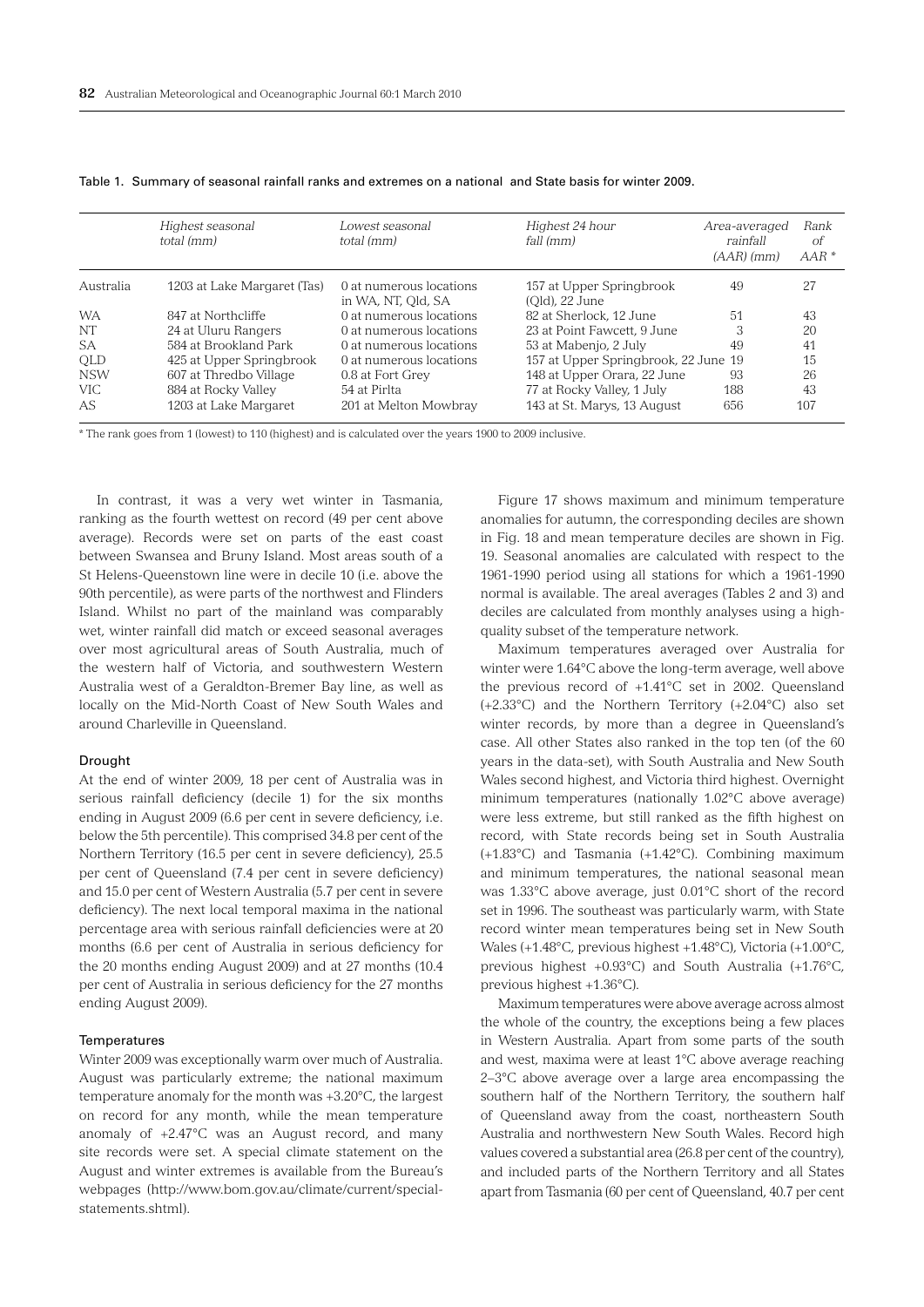Table 1. Summary of seasonal rainfall ranks and extremes on a national and State basis for winter 2009.

| | *Highest seasonal total (mm)* | *Lowest seasonal total (mm)* | *Highest 24 hour fall (mm)* | *Area-averaged rainfall (AAR) (mm)* | *Rank of AAR* * |
|---|---|---|---|---|---|
| Australia | 1203 at Lake Margaret (Tas) | 0 at numerous locations in WA, NT, Qld, SA | 157 at Upper Springbrook (Qld), 22 June | 49 | 27 |
| WA | 847 at Northcliffe | 0 at numerous locations | 82 at Sherlock, 12 June | 51 | 43 |
| NT | 24 at Uluru Rangers | 0 at numerous locations | 23 at Point Fawcett, 9 June | 3 | 20 |
| SA | 584 at Brookland Park | 0 at numerous locations | 53 at Mabenjo, 2 July | 49 | 41 |
| QLD | 425 at Upper Springbrook | 0 at numerous locations | 157 at Upper Springbrook, 22 June | 19 | 15 |
| NSW | 607 at Thredbo Village | 0.8 at Fort Grey | 148 at Upper Orara, 22 June | 93 | 26 |
| VIC | 884 at Rocky Valley | 54 at Pirlta | 77 at Rocky Valley, 1 July | 188 | 43 |
| AS | 1203 at Lake Margaret | 201 at Melton Mowbray | 143 at St. Marys, 13 August | 656 | 107 |

* The rank goes from 1 (lowest) to 110 (highest) and is calculated over the years 1900 to 2009 inclusive.

In contrast, it was a very wet winter in Tasmania, ranking as the fourth wettest on record (49 per cent above average). Records were set on parts of the east coast between Swansea and Bruny Island. Most areas south of a St Helens-Queenstown line were in decile 10 (i.e. above the 90th percentile), as were parts of the northwest and Flinders Island. Whilst no part of the mainland was comparably wet, winter rainfall did match or exceed seasonal averages over most agricultural areas of South Australia, much of the western half of Victoria, and southwestern Western Australia west of a Geraldton-Bremer Bay line, as well as locally on the Mid-North Coast of New South Wales and around Charleville in Queensland.

### Drought

At the end of winter 2009, 18 per cent of Australia was in serious rainfall deficiency (decile 1) for the six months ending in August 2009 (6.6 per cent in severe deficiency, i.e. below the 5th percentile). This comprised 34.8 per cent of the Northern Territory (16.5 per cent in severe deficiency), 25.5 per cent of Queensland (7.4 per cent in severe deficiency) and 15.0 per cent of Western Australia (5.7 per cent in severe deficiency). The next local temporal maxima in the national percentage area with serious rainfall deficiencies were at 20 months (6.6 per cent of Australia in serious deficiency for the 20 months ending August 2009) and at 27 months (10.4 per cent of Australia in serious deficiency for the 27 months ending August 2009).

### Temperatures

Winter 2009 was exceptionally warm over much of Australia. August was particularly extreme; the national maximum temperature anomaly for the month was +3.20°C, the largest on record for any month, while the mean temperature anomaly of +2.47°C was an August record, and many site records were set. A special climate statement on the August and winter extremes is available from the Bureau's webpages (http://www.bom.gov.au/climate/current/special-statements.shtml).

Figure 17 shows maximum and minimum temperature anomalies for autumn, the corresponding deciles are shown in Fig. 18 and mean temperature deciles are shown in Fig. 19. Seasonal anomalies are calculated with respect to the 1961-1990 period using all stations for which a 1961-1990 normal is available. The areal averages (Tables 2 and 3) and deciles are calculated from monthly analyses using a high-quality subset of the temperature network.

Maximum temperatures averaged over Australia for winter were 1.64°C above the long-term average, well above the previous record of +1.41°C set in 2002. Queensland (+2.33°C) and the Northern Territory (+2.04°C) also set winter records, by more than a degree in Queensland's case. All other States also ranked in the top ten (of the 60 years in the data-set), with South Australia and New South Wales second highest, and Victoria third highest. Overnight minimum temperatures (nationally 1.02°C above average) were less extreme, but still ranked as the fifth highest on record, with State records being set in South Australia (+1.83°C) and Tasmania (+1.42°C). Combining maximum and minimum temperatures, the national seasonal mean was 1.33°C above average, just 0.01°C short of the record set in 1996. The southeast was particularly warm, with State record winter mean temperatures being set in New South Wales (+1.48°C, previous highest +1.48°C), Victoria (+1.00°C, previous highest +0.93°C) and South Australia (+1.76°C, previous highest +1.36°C).

Maximum temperatures were above average across almost the whole of the country, the exceptions being a few places in Western Australia. Apart from some parts of the south and west, maxima were at least 1°C above average reaching 2–3°C above average over a large area encompassing the southern half of the Northern Territory, the southern half of Queensland away from the coast, northeastern South Australia and northwestern New South Wales. Record high values covered a substantial area (26.8 per cent of the country), and included parts of the Northern Territory and all States apart from Tasmania (60 per cent of Queensland, 40.7 per cent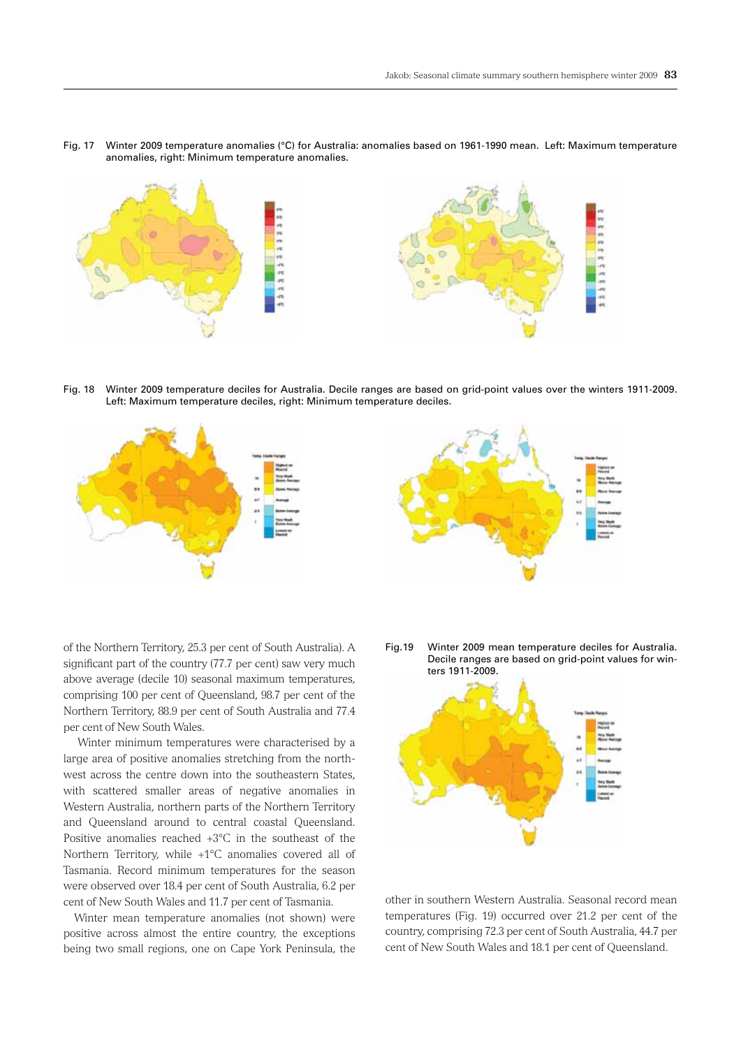Fig. 17 Winter 2009 temperature anomalies (°C) for Australia: anomalies based on 1961-1990 mean. Left: Maximum temperature anomalies, right: Minimum temperature anomalies.

Fig. 18 Winter 2009 temperature deciles for Australia. Decile ranges are based on grid-point values over the winters 1911-2009. Left: Maximum temperature deciles, right: Minimum temperature deciles.

of the Northern Territory, 25.3 per cent of South Australia). A significant part of the country (77.7 per cent) saw very much above average (decile 10) seasonal maximum temperatures, comprising 100 per cent of Queensland, 98.7 per cent of the Northern Territory, 88.9 per cent of South Australia and 77.4 per cent of New South Wales.

Winter minimum temperatures were characterised by a large area of positive anomalies stretching from the northwest across the centre down into the southeastern States, with scattered smaller areas of negative anomalies in Western Australia, northern parts of the Northern Territory and Queensland around to central coastal Queensland. Positive anomalies reached +3°C in the southeast of the Northern Territory, while +1°C anomalies covered all of Tasmania. Record minimum temperatures for the season were observed over 18.4 per cent of South Australia, 6.2 per cent of New South Wales and 11.7 per cent of Tasmania.

Winter mean temperature anomalies (not shown) were positive across almost the entire country, the exceptions being two small regions, one on Cape York Peninsula, the other in southern Western Australia. Seasonal record mean temperatures (Fig. 19) occurred over 21.2 per cent of the country, comprising 72.3 per cent of South Australia, 44.7 per cent of New South Wales and 18.1 per cent of Queensland.

Fig.19 Winter 2009 mean temperature deciles for Australia. Decile ranges are based on grid-point values for winters 1911-2009.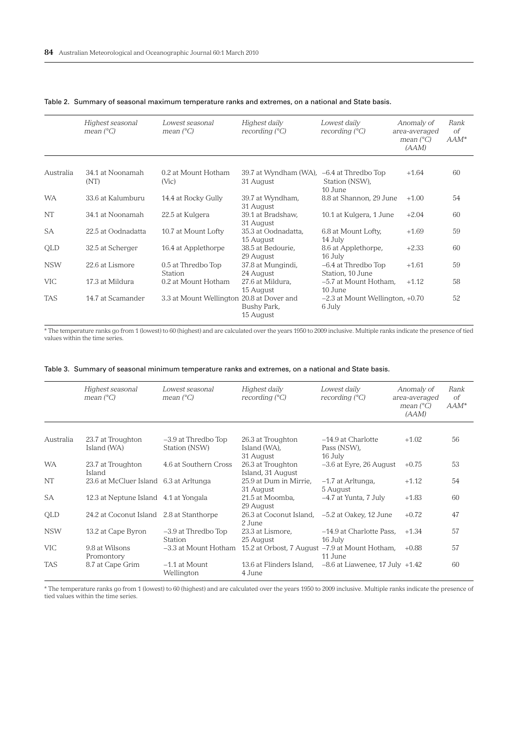Table 2. Summary of seasonal maximum temperature ranks and extremes, on a national and State basis.

| | *Highest seasonal mean (°C)* | *Lowest seasonal mean (°C)* | *Highest daily recording (°C)* | *Lowest daily recording (°C)* | *Anomaly of area-averaged mean (°C) (AAM)* | *Rank of AAM** |
|---|---|---|---|---|---|---|
| Australia | 34.1 at Noonamah (NT) | 0.2 at Mount Hotham (Vic) | 39.7 at Wyndham (WA), 31 August | –6.4 at Thredbo Top Station (NSW), 10 June | +1.64 | 60 |
| WA | 33.6 at Kalumburu | 14.4 at Rocky Gully | 39.7 at Wyndham, 31 August | 8.8 at Shannon, 29 June | +1.00 | 54 |
| NT | 34.1 at Noonamah | 22.5 at Kulgera | 39.1 at Bradshaw, 31 August | 10.1 at Kulgera, 1 June | +2.04 | 60 |
| SA | 22.5 at Oodnadatta | 10.7 at Mount Lofty | 35.3 at Oodnadatta, 15 August | 6.8 at Mount Lofty, 14 July | +1.69 | 59 |
| QLD | 32.5 at Scherger | 16.4 at Applethorpe | 38.5 at Bedourie, 29 August | 8.6 at Applethorpe, 16 July | +2.33 | 60 |
| NSW | 22.6 at Lismore | 0.5 at Thredbo Top Station | 37.8 at Mungindi, 24 August | –6.4 at Thredbo Top Station, 10 June | +1.61 | 59 |
| VIC | 17.3 at Mildura | 0.2 at Mount Hotham | 27.6 at Mildura, 15 August | –5.7 at Mount Hotham, 10 June | +1.12 | 58 |
| TAS | 14.7 at Scamander | 3.3 at Mount Wellington | 20.8 at Dover and Bushy Park, 15 August | –2.3 at Mount Wellington, 6 July | +0.70 | 52 |

* The temperature ranks go from 1 (lowest) to 60 (highest) and are calculated over the years 1950 to 2009 inclusive. Multiple ranks indicate the presence of tied values within the time series.

Table 3. Summary of seasonal minimum temperature ranks and extremes, on a national and State basis.

| | *Highest seasonal mean (°C)* | *Lowest seasonal mean (°C)* | *Highest daily recording (°C)* | *Lowest daily recording (°C)* | *Anomaly of area-averaged mean (°C) (AAM)* | *Rank of AAM** |
|---|---|---|---|---|---|---|
| Australia | 23.7 at Troughton Island (WA) | –3.9 at Thredbo Top Station (NSW) | 26.3 at Troughton Island (WA), 31 August | –14.9 at Charlotte Pass (NSW), 16 July | +1.02 | 56 |
| WA | 23.7 at Troughton Island | 4.6 at Southern Cross | 26.3 at Troughton Island, 31 August | –3.6 at Eyre, 26 August | +0.75 | 53 |
| NT | 23.6 at McCluer Island | 6.3 at Arltunga | 25.9 at Dum in Mirrie, 31 August | –1.7 at Arltunga, 5 August | +1.12 | 54 |
| SA | 12.3 at Neptune Island | 4.1 at Yongala | 21.5 at Moomba, 29 August | –4.7 at Yunta, 7 July | +1.83 | 60 |
| QLD | 24.2 at Coconut Island | 2.8 at Stanthorpe | 26.3 at Coconut Island, 2 June | –5.2 at Oakey, 12 June | +0.72 | 47 |
| NSW | 13.2 at Cape Byron | –3.9 at Thredbo Top Station | 23.3 at Lismore, 25 August | –14.9 at Charlotte Pass, 16 July | +1.34 | 57 |
| VIC | 9.8 at Wilsons Promontory | –3.3 at Mount Hotham | 15.2 at Orbost, 7 August | –7.9 at Mount Hotham, 11 June | +0.88 | 57 |
| TAS | 8.7 at Cape Grim | –1.1 at Mount Wellington | 13.6 at Flinders Island, 4 June | –8.6 at Liawenee, 17 July | +1.42 | 60 |

* The temperature ranks go from 1 (lowest) to 60 (highest) and are calculated over the years 1950 to 2009 inclusive. Multiple ranks indicate the presence of tied values within the time series.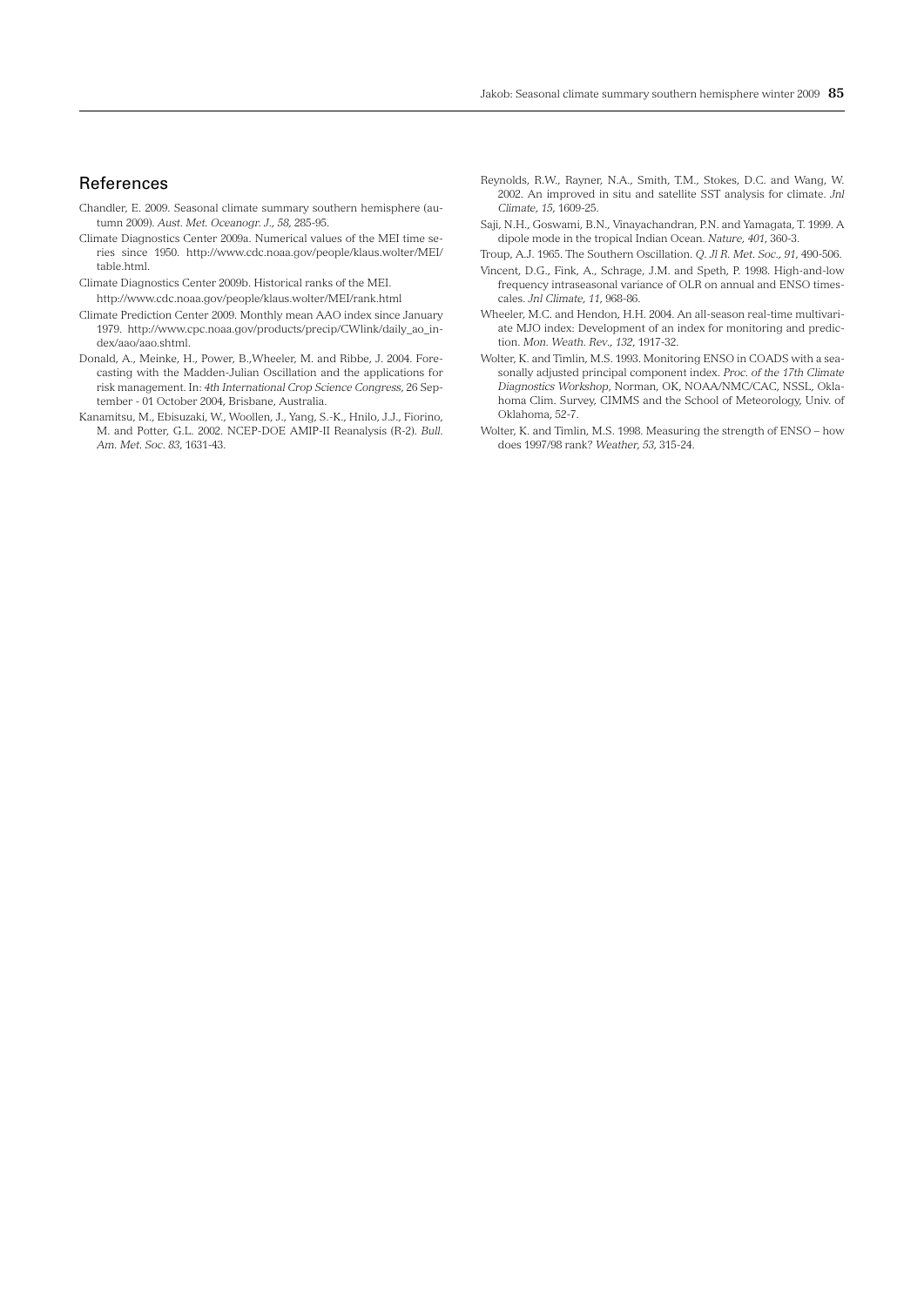## References

Chandler, E. 2009. Seasonal climate summary southern hemisphere (autumn 2009). *Aust. Met. Oceanogr. J., 58*, 285-95.

Climate Diagnostics Center 2009a. Numerical values of the MEI time series since 1950. http://www.cdc.noaa.gov/people/klaus.wolter/MEI/table.html.

Climate Diagnostics Center 2009b. Historical ranks of the MEI. http://www.cdc.noaa.gov/people/klaus.wolter/MEI/rank.html

Climate Prediction Center 2009. Monthly mean AAO index since January 1979. http://www.cpc.noaa.gov/products/precip/CWlink/daily_ao_index/aao/aao.shtml.

Donald, A., Meinke, H., Power, B.,Wheeler, M. and Ribbe, J. 2004. Forecasting with the Madden-Julian Oscillation and the applications for risk management. In: *4th International Crop Science Congress*, 26 September - 01 October 2004, Brisbane, Australia.

Kanamitsu, M., Ebisuzaki, W., Woollen, J., Yang, S.-K., Hnilo, J.J., Fiorino, M. and Potter, G.L. 2002. NCEP-DOE AMIP-II Reanalysis (R-2). *Bull. Am. Met. Soc. 83*, 1631-43.

Reynolds, R.W., Rayner, N.A., Smith, T.M., Stokes, D.C. and Wang, W. 2002. An improved in situ and satellite SST analysis for climate. *Jnl Climate, 15*, 1609-25.

Saji, N.H., Goswami, B.N., Vinayachandran, P.N. and Yamagata, T. 1999. A dipole mode in the tropical Indian Ocean. *Nature, 401*, 360-3.

Troup, A.J. 1965. The Southern Oscillation. *Q. Jl R. Met. Soc., 91*, 490-506.

Vincent, D.G., Fink, A., Schrage, J.M. and Speth, P. 1998. High-and-low frequency intraseasonal variance of OLR on annual and ENSO timescales. *Jnl Climate, 11*, 968-86.

Wheeler, M.C. and Hendon, H.H. 2004. An all-season real-time multivariate MJO index: Development of an index for monitoring and prediction. *Mon. Weath. Rev., 132*, 1917-32.

Wolter, K. and Timlin, M.S. 1993. Monitoring ENSO in COADS with a seasonally adjusted principal component index. *Proc. of the 17th Climate Diagnostics Workshop*, Norman, OK, NOAA/NMC/CAC, NSSL, Oklahoma Clim. Survey, CIMMS and the School of Meteorology, Univ. of Oklahoma, 52-7.

Wolter, K. and Timlin, M.S. 1998. Measuring the strength of ENSO – how does 1997/98 rank? *Weather, 53*, 315-24.